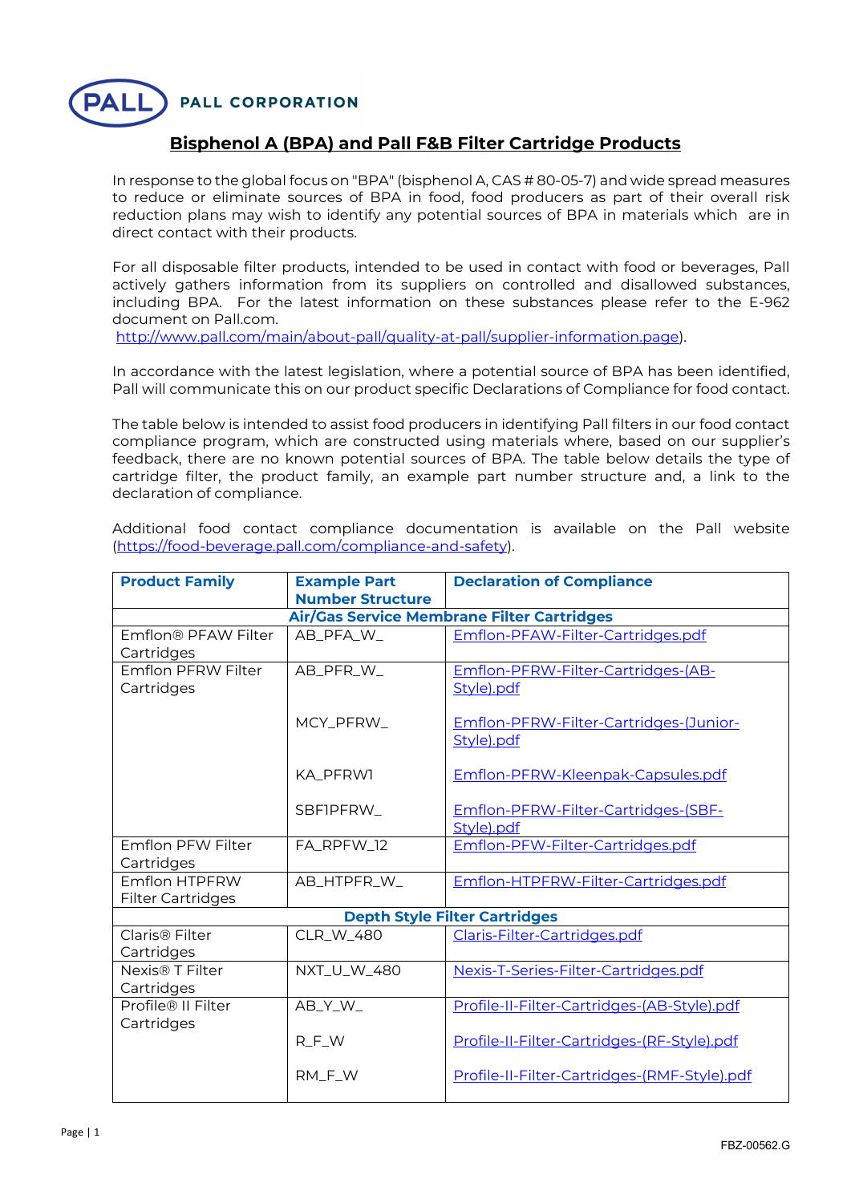PALL CORPORATION

# Bisphenol A (BPA) and Pall F&B Filter Cartridge Products

In response to the global focus on "BPA" (bisphenol A, CAS # 80-05-7) and wide spread measures to reduce or eliminate sources of BPA in food, food producers as part of their overall risk reduction plans may wish to identify any potential sources of BPA in materials which are in direct contact with their products.

For all disposable filter products, intended to be used in contact with food or beverages, Pall actively gathers information from its suppliers on controlled and disallowed substances, including BPA. For the latest information on these substances please refer to the E-962 document on Pall.com.
http://www.pall.com/main/about-pall/quality-at-pall/supplier-information.page).

In accordance with the latest legislation, where a potential source of BPA has been identified, Pall will communicate this on our product specific Declarations of Compliance for food contact.

The table below is intended to assist food producers in identifying Pall filters in our food contact compliance program, which are constructed using materials where, based on our supplier's feedback, there are no known potential sources of BPA. The table below details the type of cartridge filter, the product family, an example part number structure and, a link to the declaration of compliance.

Additional food contact compliance documentation is available on the Pall website (https://food-beverage.pall.com/compliance-and-safety).

| Product Family | Example Part Number Structure | Declaration of Compliance |
|---|---|---|
| **Air/Gas Service Membrane Filter Cartridges** | | |
| Emflon® PFAW Filter Cartridges | AB_PFA_W_ | Emflon-PFAW-Filter-Cartridges.pdf |
| Emflon PFRW Filter Cartridges | AB_PFR_W_ | Emflon-PFRW-Filter-Cartridges-(AB-Style).pdf |
| | MCY_PFRW_ | Emflon-PFRW-Filter-Cartridges-(Junior-Style).pdf |
| | KA_PFRW1 | Emflon-PFRW-Kleenpak-Capsules.pdf |
| | SBF1PFRW_ | Emflon-PFRW-Filter-Cartridges-(SBF-Style).pdf |
| Emflon PFW Filter Cartridges | FA_RPFW_12 | Emflon-PFW-Filter-Cartridges.pdf |
| Emflon HTPFRW Filter Cartridges | AB_HTPFR_W_ | Emflon-HTPFRW-Filter-Cartridges.pdf |
| **Depth Style Filter Cartridges** | | |
| Claris® Filter Cartridges | CLR_W_480 | Claris-Filter-Cartridges.pdf |
| Nexis® T Filter Cartridges | NXT_U_W_480 | Nexis-T-Series-Filter-Cartridges.pdf |
| Profile® II Filter Cartridges | AB_Y_W_ | Profile-II-Filter-Cartridges-(AB-Style).pdf |
| | R_F_W | Profile-II-Filter-Cartridges-(RF-Style).pdf |
| | RM_F_W | Profile-II-Filter-Cartridges-(RMF-Style).pdf |

FBZ-00562.G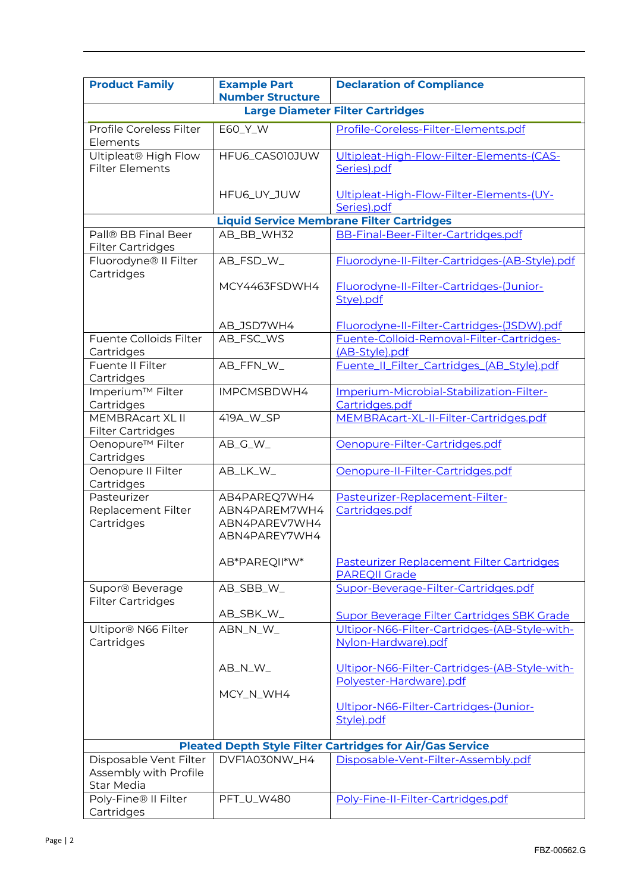| Product Family | Example Part Number Structure | Declaration of Compliance |
| --- | --- | --- |
| **Large Diameter Filter Cartridges** | | |
| Profile Coreless Filter Elements | E60_Y_W | Profile-Coreless-Filter-Elements.pdf |
| Ultipleat® High Flow Filter Elements | HFU6_CAS010JUW<br><br>HFU6_UY_JUW | Ultipleat-High-Flow-Filter-Elements-(CAS-Series).pdf<br><br>Ultipleat-High-Flow-Filter-Elements-(UY-Series).pdf |
| **Liquid Service Membrane Filter Cartridges** | | |
| Pall® BB Final Beer Filter Cartridges | AB_BB_WH32 | BB-Final-Beer-Filter-Cartridges.pdf |
| Fluorodyne® II Filter Cartridges | AB_FSD_W_<br><br>MCY4463FSDWH4<br><br>AB_JSD7WH4 | Fluorodyne-II-Filter-Cartridges-(AB-Style).pdf<br><br>Fluorodyne-II-Filter-Cartridges-(Junior-Stye).pdf<br><br>Fluorodyne-II-Filter-Cartridges-(JSDW).pdf |
| Fuente Colloids Filter Cartridges | AB_FSC_WS | Fuente-Colloid-Removal-Filter-Cartridges-(AB-Style).pdf |
| Fuente II Filter Cartridges | AB_FFN_W_ | Fuente_II_Filter_Cartridges_(AB_Style).pdf |
| Imperium™ Filter Cartridges | IMPCMSBDWH4 | Imperium-Microbial-Stabilization-Filter-Cartridges.pdf |
| MEMBRAcart XL II Filter Cartridges | 419A_W_SP | MEMBRAcart-XL-II-Filter-Cartridges.pdf |
| Oenopure™ Filter Cartridges | AB_G_W_ | Oenopure-Filter-Cartridges.pdf |
| Oenopure II Filter Cartridges | AB_LK_W_ | Oenopure-II-Filter-Cartridges.pdf |
| Pasteurizer Replacement Filter Cartridges | AB4PAREQ7WH4<br>ABN4PAREM7WH4<br>ABN4PAREV7WH4<br>ABN4PAREY7WH4<br><br>AB*PAREQII*W* | Pasteurizer-Replacement-Filter-Cartridges.pdf<br><br>Pasteurizer Replacement Filter Cartridges PAREQII Grade |
| Supor® Beverage Filter Cartridges | AB_SBB_W_<br><br>AB_SBK_W_ | Supor-Beverage-Filter-Cartridges.pdf<br><br>Supor Beverage Filter Cartridges SBK Grade |
| Ultipor® N66 Filter Cartridges | ABN_N_W_<br><br>AB_N_W_<br><br>MCY_N_WH4 | Ultipor-N66-Filter-Cartridges-(AB-Style-with-Nylon-Hardware).pdf<br><br>Ultipor-N66-Filter-Cartridges-(AB-Style-with-Polyester-Hardware).pdf<br><br>Ultipor-N66-Filter-Cartridges-(Junior-Style).pdf |
| **Pleated Depth Style Filter Cartridges for Air/Gas Service** | | |
| Disposable Vent Filter Assembly with Profile Star Media | DVF1A030NW_H4 | Disposable-Vent-Filter-Assembly.pdf |
| Poly-Fine® II Filter Cartridges | PFT_U_W480 | Poly-Fine-II-Filter-Cartridges.pdf |

FBZ-00562.G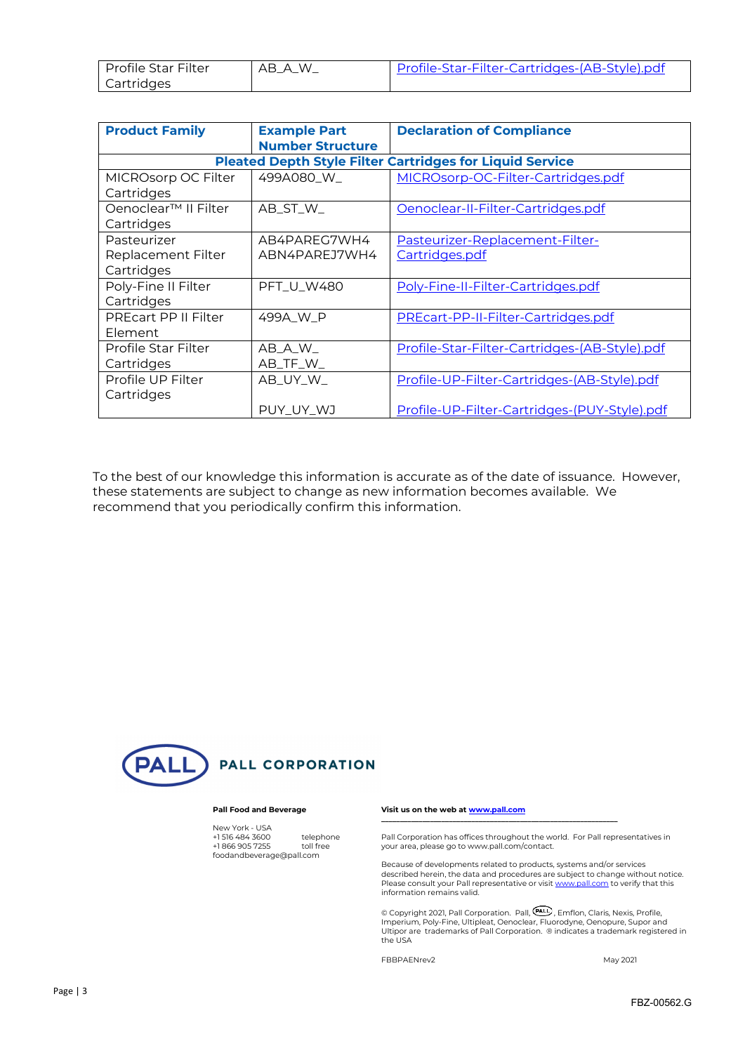| | | |
|---|---|---|
| Profile Star Filter Cartridges | AB_A_W_ | Profile-Star-Filter-Cartridges-(AB-Style).pdf |

| Product Family | Example Part Number Structure | Declaration of Compliance |
|---|---|---|
| **Pleated Depth Style Filter Cartridges for Liquid Service** | | |
| MICROsorp OC Filter Cartridges | 499A080_W_ | MICROsorp-OC-Filter-Cartridges.pdf |
| Oenoclear™ II Filter Cartridges | AB_ST_W_ | Oenoclear-II-Filter-Cartridges.pdf |
| Pasteurizer Replacement Filter Cartridges | AB4PAREG7WH4 ABN4PAREJ7WH4 | Pasteurizer-Replacement-Filter-Cartridges.pdf |
| Poly-Fine II Filter Cartridges | PFT_U_W480 | Poly-Fine-II-Filter-Cartridges.pdf |
| PREcart PP II Filter Element | 499A_W_P | PREcart-PP-II-Filter-Cartridges.pdf |
| Profile Star Filter Cartridges | AB_A_W_ AB_TF_W_ | Profile-Star-Filter-Cartridges-(AB-Style).pdf |
| Profile UP Filter Cartridges | AB_UY_W_ | Profile-UP-Filter-Cartridges-(AB-Style).pdf |
| | PUY_UY_WJ | Profile-UP-Filter-Cartridges-(PUY-Style).pdf |

To the best of our knowledge this information is accurate as of the date of issuance. However, these statements are subject to change as new information becomes available. We recommend that you periodically confirm this information.

PALL CORPORATION

**Pall Food and Beverage**

New York - USA
+1 516 484 3600 telephone
+1 866 905 7255 toll free
foodandbeverage@pall.com

**Visit us on the web at www.pall.com**

Pall Corporation has offices throughout the world. For Pall representatives in your area, please go to www.pall.com/contact.

Because of developments related to products, systems and/or services described herein, the data and procedures are subject to change without notice. Please consult your Pall representative or visit www.pall.com to verify that this information remains valid.

© Copyright 2021, Pall Corporation. Pall, (PALL), Emflon, Claris, Nexis, Profile, Imperium, Poly-Fine, Ultipleat, Oenoclear, Fluorodyne, Oenopure, Supor and Ultipor are trademarks of Pall Corporation. ® indicates a trademark registered in the USA

FBBPAENrev2 May 2021

FBZ-00562.G